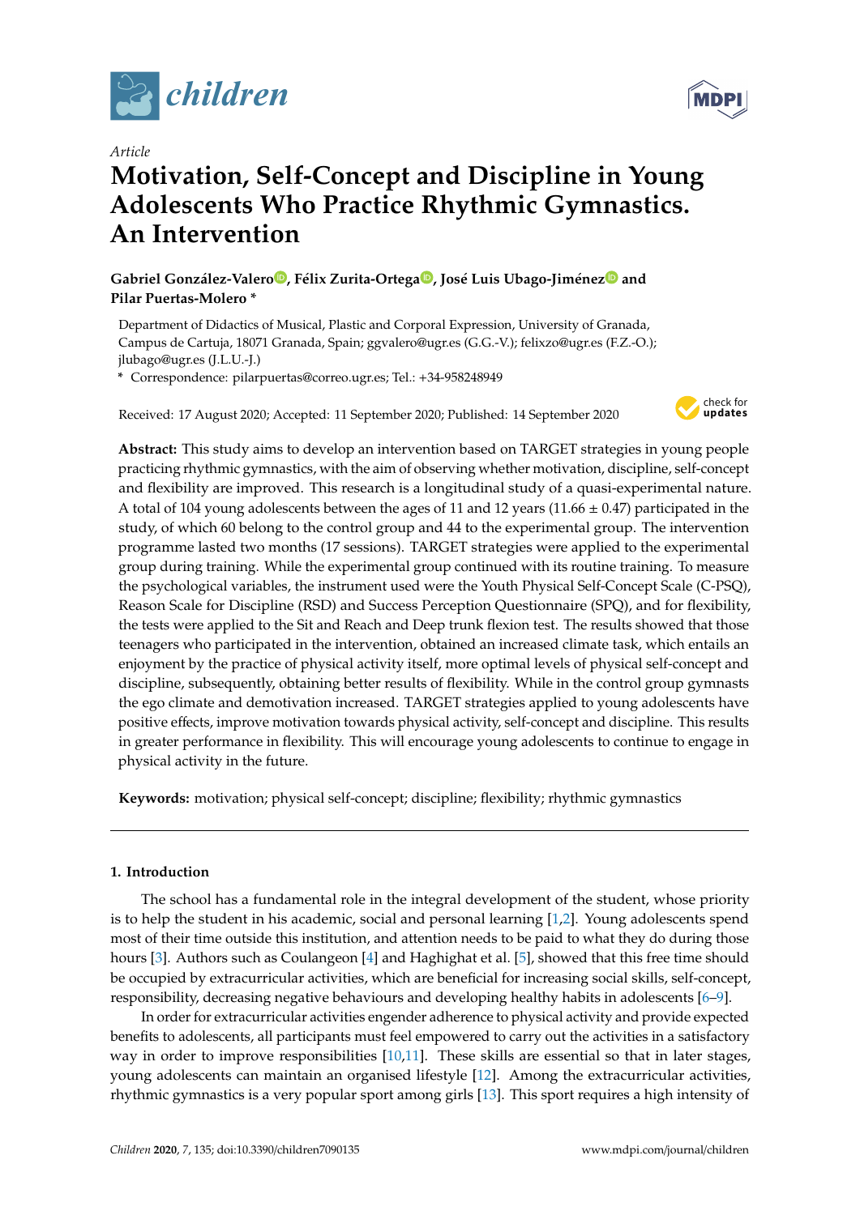*Article*

# Motivation, Self-Concept and Discipline in Young Adolescents Who Practice Rhythmic Gymnastics. An Intervention

**Gabriel González-Valero, Félix Zurita-Ortega, José Luis Ubago-Jiménez and Pilar Puertas-Molero ***

Department of Didactics of Musical, Plastic and Corporal Expression, University of Granada, Campus de Cartuja, 18071 Granada, Spain; ggvalero@ugr.es (G.G.-V.); felixzo@ugr.es (F.Z.-O.); jlubago@ugr.es (J.L.U.-J.)

* Correspondence: pilarpuertas@correo.ugr.es; Tel.: +34-958248949

Received: 17 August 2020; Accepted: 11 September 2020; Published: 14 September 2020

**Abstract:** This study aims to develop an intervention based on TARGET strategies in young people practicing rhythmic gymnastics, with the aim of observing whether motivation, discipline, self-concept and flexibility are improved. This research is a longitudinal study of a quasi-experimental nature. A total of 104 young adolescents between the ages of 11 and 12 years (11.66 ± 0.47) participated in the study, of which 60 belong to the control group and 44 to the experimental group. The intervention programme lasted two months (17 sessions). TARGET strategies were applied to the experimental group during training. While the experimental group continued with its routine training. To measure the psychological variables, the instrument used were the Youth Physical Self-Concept Scale (C-PSQ), Reason Scale for Discipline (RSD) and Success Perception Questionnaire (SPQ), and for flexibility, the tests were applied to the Sit and Reach and Deep trunk flexion test. The results showed that those teenagers who participated in the intervention, obtained an increased climate task, which entails an enjoyment by the practice of physical activity itself, more optimal levels of physical self-concept and discipline, subsequently, obtaining better results of flexibility. While in the control group gymnasts the ego climate and demotivation increased. TARGET strategies applied to young adolescents have positive effects, improve motivation towards physical activity, self-concept and discipline. This results in greater performance in flexibility. This will encourage young adolescents to continue to engage in physical activity in the future.

**Keywords:** motivation; physical self-concept; discipline; flexibility; rhythmic gymnastics

## 1. Introduction

The school has a fundamental role in the integral development of the student, whose priority is to help the student in his academic, social and personal learning [1,2]. Young adolescents spend most of their time outside this institution, and attention needs to be paid to what they do during those hours [3]. Authors such as Coulangeon [4] and Haghighat et al. [5], showed that this free time should be occupied by extracurricular activities, which are beneficial for increasing social skills, self-concept, responsibility, decreasing negative behaviours and developing healthy habits in adolescents [6–9].

In order for extracurricular activities engender adherence to physical activity and provide expected benefits to adolescents, all participants must feel empowered to carry out the activities in a satisfactory way in order to improve responsibilities [10,11]. These skills are essential so that in later stages, young adolescents can maintain an organised lifestyle [12]. Among the extracurricular activities, rhythmic gymnastics is a very popular sport among girls [13]. This sport requires a high intensity of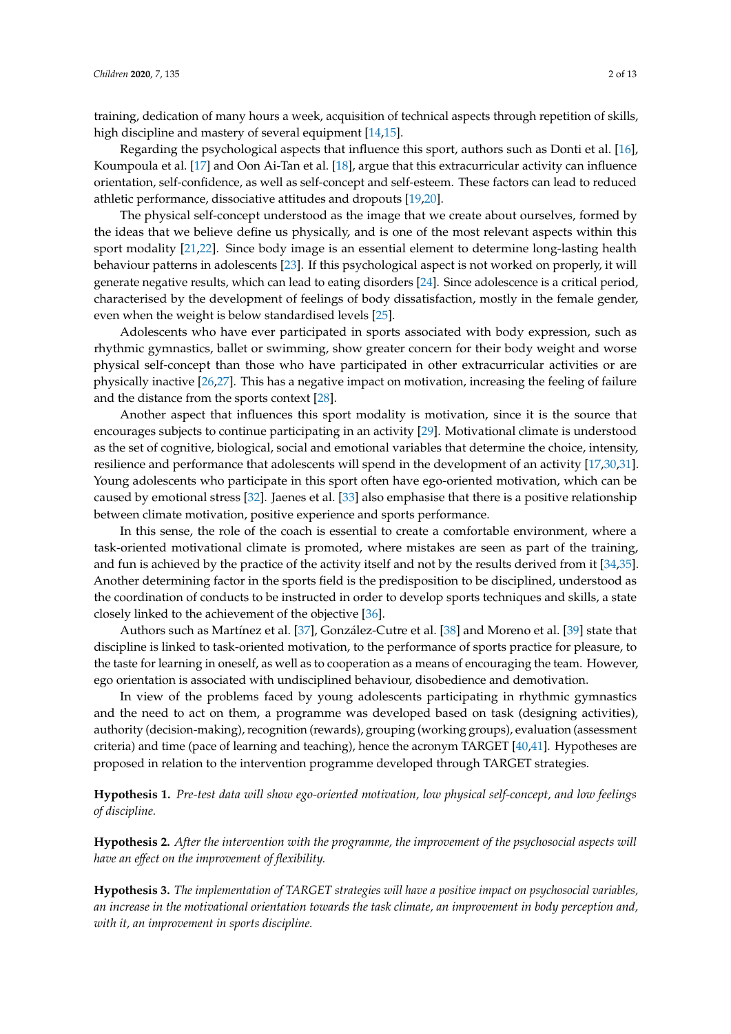training, dedication of many hours a week, acquisition of technical aspects through repetition of skills, high discipline and mastery of several equipment [14,15].

Regarding the psychological aspects that influence this sport, authors such as Donti et al. [16], Koumpoula et al. [17] and Oon Ai-Tan et al. [18], argue that this extracurricular activity can influence orientation, self-confidence, as well as self-concept and self-esteem. These factors can lead to reduced athletic performance, dissociative attitudes and dropouts [19,20].

The physical self-concept understood as the image that we create about ourselves, formed by the ideas that we believe define us physically, and is one of the most relevant aspects within this sport modality [21,22]. Since body image is an essential element to determine long-lasting health behaviour patterns in adolescents [23]. If this psychological aspect is not worked on properly, it will generate negative results, which can lead to eating disorders [24]. Since adolescence is a critical period, characterised by the development of feelings of body dissatisfaction, mostly in the female gender, even when the weight is below standardised levels [25].

Adolescents who have ever participated in sports associated with body expression, such as rhythmic gymnastics, ballet or swimming, show greater concern for their body weight and worse physical self-concept than those who have participated in other extracurricular activities or are physically inactive [26,27]. This has a negative impact on motivation, increasing the feeling of failure and the distance from the sports context [28].

Another aspect that influences this sport modality is motivation, since it is the source that encourages subjects to continue participating in an activity [29]. Motivational climate is understood as the set of cognitive, biological, social and emotional variables that determine the choice, intensity, resilience and performance that adolescents will spend in the development of an activity [17,30,31]. Young adolescents who participate in this sport often have ego-oriented motivation, which can be caused by emotional stress [32]. Jaenes et al. [33] also emphasise that there is a positive relationship between climate motivation, positive experience and sports performance.

In this sense, the role of the coach is essential to create a comfortable environment, where a task-oriented motivational climate is promoted, where mistakes are seen as part of the training, and fun is achieved by the practice of the activity itself and not by the results derived from it [34,35]. Another determining factor in the sports field is the predisposition to be disciplined, understood as the coordination of conducts to be instructed in order to develop sports techniques and skills, a state closely linked to the achievement of the objective [36].

Authors such as Martínez et al. [37], González-Cutre et al. [38] and Moreno et al. [39] state that discipline is linked to task-oriented motivation, to the performance of sports practice for pleasure, to the taste for learning in oneself, as well as to cooperation as a means of encouraging the team. However, ego orientation is associated with undisciplined behaviour, disobedience and demotivation.

In view of the problems faced by young adolescents participating in rhythmic gymnastics and the need to act on them, a programme was developed based on task (designing activities), authority (decision-making), recognition (rewards), grouping (working groups), evaluation (assessment criteria) and time (pace of learning and teaching), hence the acronym TARGET [40,41]. Hypotheses are proposed in relation to the intervention programme developed through TARGET strategies.

**Hypothesis 1.** *Pre-test data will show ego-oriented motivation, low physical self-concept, and low feelings of discipline.*

**Hypothesis 2.** *After the intervention with the programme, the improvement of the psychosocial aspects will have an effect on the improvement of flexibility.*

**Hypothesis 3.** *The implementation of TARGET strategies will have a positive impact on psychosocial variables, an increase in the motivational orientation towards the task climate, an improvement in body perception and, with it, an improvement in sports discipline.*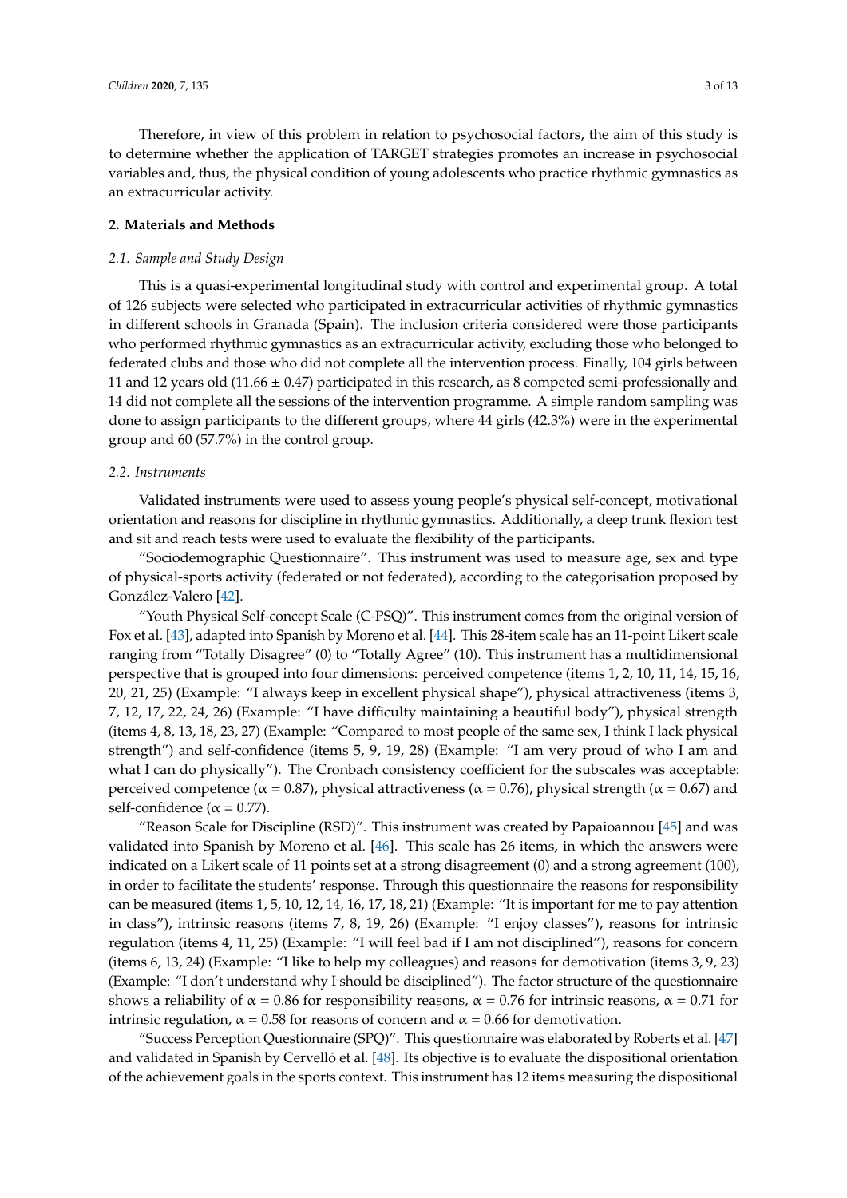Therefore, in view of this problem in relation to psychosocial factors, the aim of this study is to determine whether the application of TARGET strategies promotes an increase in psychosocial variables and, thus, the physical condition of young adolescents who practice rhythmic gymnastics as an extracurricular activity.

## 2. Materials and Methods

### *2.1. Sample and Study Design*

This is a quasi-experimental longitudinal study with control and experimental group. A total of 126 subjects were selected who participated in extracurricular activities of rhythmic gymnastics in different schools in Granada (Spain). The inclusion criteria considered were those participants who performed rhythmic gymnastics as an extracurricular activity, excluding those who belonged to federated clubs and those who did not complete all the intervention process. Finally, 104 girls between 11 and 12 years old (11.66 ± 0.47) participated in this research, as 8 competed semi-professionally and 14 did not complete all the sessions of the intervention programme. A simple random sampling was done to assign participants to the different groups, where 44 girls (42.3%) were in the experimental group and 60 (57.7%) in the control group.

### *2.2. Instruments*

Validated instruments were used to assess young people's physical self-concept, motivational orientation and reasons for discipline in rhythmic gymnastics. Additionally, a deep trunk flexion test and sit and reach tests were used to evaluate the flexibility of the participants.

"Sociodemographic Questionnaire". This instrument was used to measure age, sex and type of physical-sports activity (federated or not federated), according to the categorisation proposed by González-Valero [42].

"Youth Physical Self-concept Scale (C-PSQ)". This instrument comes from the original version of Fox et al. [43], adapted into Spanish by Moreno et al. [44]. This 28-item scale has an 11-point Likert scale ranging from "Totally Disagree" (0) to "Totally Agree" (10). This instrument has a multidimensional perspective that is grouped into four dimensions: perceived competence (items 1, 2, 10, 11, 14, 15, 16, 20, 21, 25) (Example: "I always keep in excellent physical shape"), physical attractiveness (items 3, 7, 12, 17, 22, 24, 26) (Example: "I have difficulty maintaining a beautiful body"), physical strength (items 4, 8, 13, 18, 23, 27) (Example: "Compared to most people of the same sex, I think I lack physical strength") and self-confidence (items 5, 9, 19, 28) (Example: "I am very proud of who I am and what I can do physically"). The Cronbach consistency coefficient for the subscales was acceptable: perceived competence (α = 0.87), physical attractiveness (α = 0.76), physical strength (α = 0.67) and self-confidence (α = 0.77).

"Reason Scale for Discipline (RSD)". This instrument was created by Papaioannou [45] and was validated into Spanish by Moreno et al. [46]. This scale has 26 items, in which the answers were indicated on a Likert scale of 11 points set at a strong disagreement (0) and a strong agreement (100), in order to facilitate the students' response. Through this questionnaire the reasons for responsibility can be measured (items 1, 5, 10, 12, 14, 16, 17, 18, 21) (Example: "It is important for me to pay attention in class"), intrinsic reasons (items 7, 8, 19, 26) (Example: "I enjoy classes"), reasons for intrinsic regulation (items 4, 11, 25) (Example: "I will feel bad if I am not disciplined"), reasons for concern (items 6, 13, 24) (Example: "I like to help my colleagues) and reasons for demotivation (items 3, 9, 23) (Example: "I don't understand why I should be disciplined"). The factor structure of the questionnaire shows a reliability of α = 0.86 for responsibility reasons, α = 0.76 for intrinsic reasons, α = 0.71 for intrinsic regulation, α = 0.58 for reasons of concern and α = 0.66 for demotivation.

"Success Perception Questionnaire (SPQ)". This questionnaire was elaborated by Roberts et al. [47] and validated in Spanish by Cervelló et al. [48]. Its objective is to evaluate the dispositional orientation of the achievement goals in the sports context. This instrument has 12 items measuring the dispositional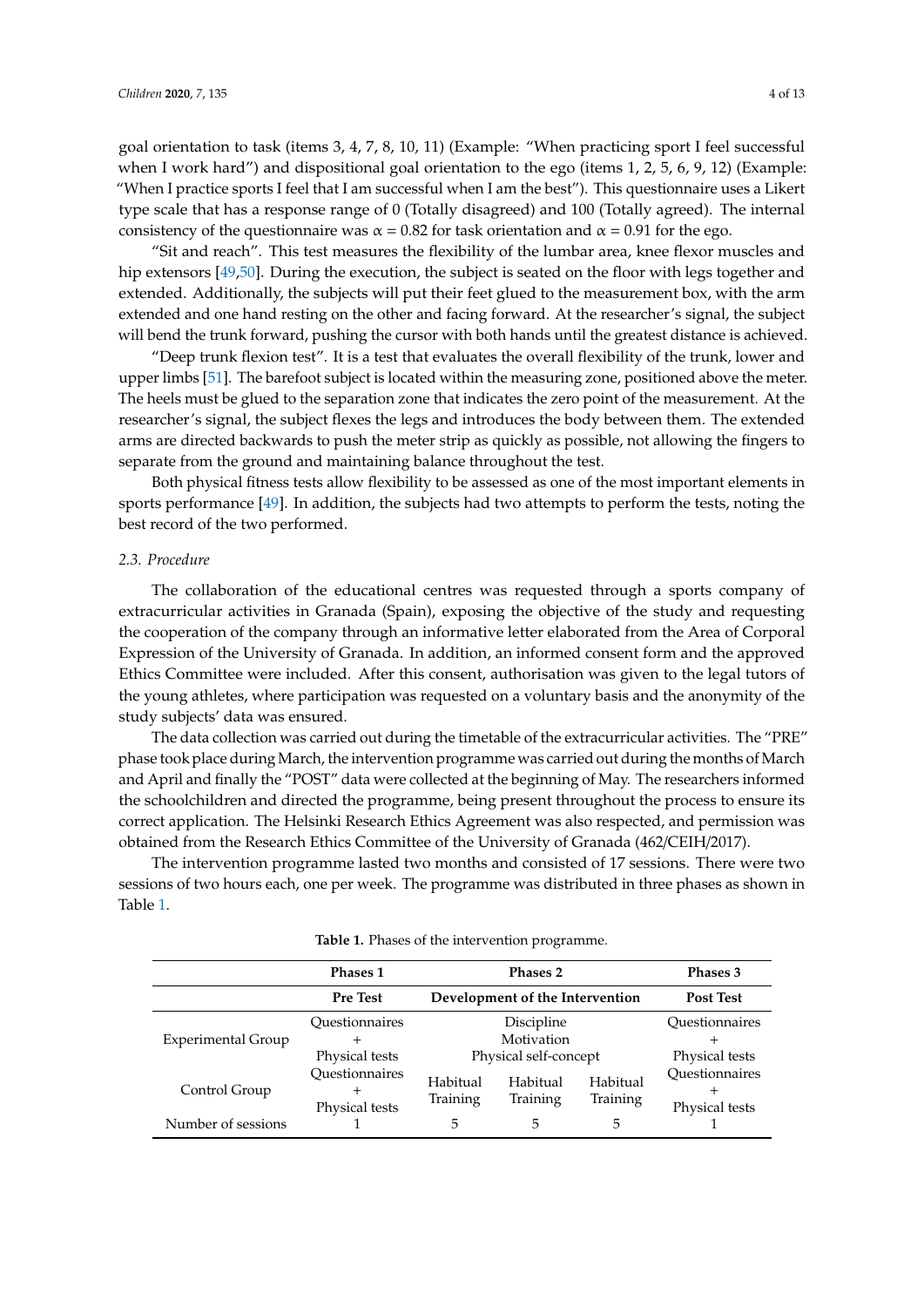goal orientation to task (items 3, 4, 7, 8, 10, 11) (Example: "When practicing sport I feel successful when I work hard") and dispositional goal orientation to the ego (items 1, 2, 5, 6, 9, 12) (Example: "When I practice sports I feel that I am successful when I am the best"). This questionnaire uses a Likert type scale that has a response range of 0 (Totally disagreed) and 100 (Totally agreed). The internal consistency of the questionnaire was $\alpha = 0.82$ for task orientation and $\alpha = 0.91$ for the ego.

"Sit and reach". This test measures the flexibility of the lumbar area, knee flexor muscles and hip extensors [49,50]. During the execution, the subject is seated on the floor with legs together and extended. Additionally, the subjects will put their feet glued to the measurement box, with the arm extended and one hand resting on the other and facing forward. At the researcher's signal, the subject will bend the trunk forward, pushing the cursor with both hands until the greatest distance is achieved.

"Deep trunk flexion test". It is a test that evaluates the overall flexibility of the trunk, lower and upper limbs [51]. The barefoot subject is located within the measuring zone, positioned above the meter. The heels must be glued to the separation zone that indicates the zero point of the measurement. At the researcher's signal, the subject flexes the legs and introduces the body between them. The extended arms are directed backwards to push the meter strip as quickly as possible, not allowing the fingers to separate from the ground and maintaining balance throughout the test.

Both physical fitness tests allow flexibility to be assessed as one of the most important elements in sports performance [49]. In addition, the subjects had two attempts to perform the tests, noting the best record of the two performed.

### 2.3. Procedure

The collaboration of the educational centres was requested through a sports company of extracurricular activities in Granada (Spain), exposing the objective of the study and requesting the cooperation of the company through an informative letter elaborated from the Area of Corporal Expression of the University of Granada. In addition, an informed consent form and the approved Ethics Committee were included. After this consent, authorisation was given to the legal tutors of the young athletes, where participation was requested on a voluntary basis and the anonymity of the study subjects' data was ensured.

The data collection was carried out during the timetable of the extracurricular activities. The "PRE" phase took place during March, the intervention programme was carried out during the months of March and April and finally the "POST" data were collected at the beginning of May. The researchers informed the schoolchildren and directed the programme, being present throughout the process to ensure its correct application. The Helsinki Research Ethics Agreement was also respected, and permission was obtained from the Research Ethics Committee of the University of Granada (462/CEIH/2017).

The intervention programme lasted two months and consisted of 17 sessions. There were two sessions of two hours each, one per week. The programme was distributed in three phases as shown in Table 1.

**Table 1.** Phases of the intervention programme.

| | Phases 1 | Phases 2 | | | Phases 3 |
|---|---|---|---|---|---|
| | **Pre Test** | **Development of the Intervention** | | | **Post Test** |
| Experimental Group | Questionnaires + Physical tests | Discipline Motivation Physical self-concept | | | Questionnaires + Physical tests |
| Control Group | Questionnaires + Physical tests | Habitual Training | Habitual Training | Habitual Training | Questionnaires + Physical tests |
| Number of sessions | 1 | 5 | 5 | 5 | 1 |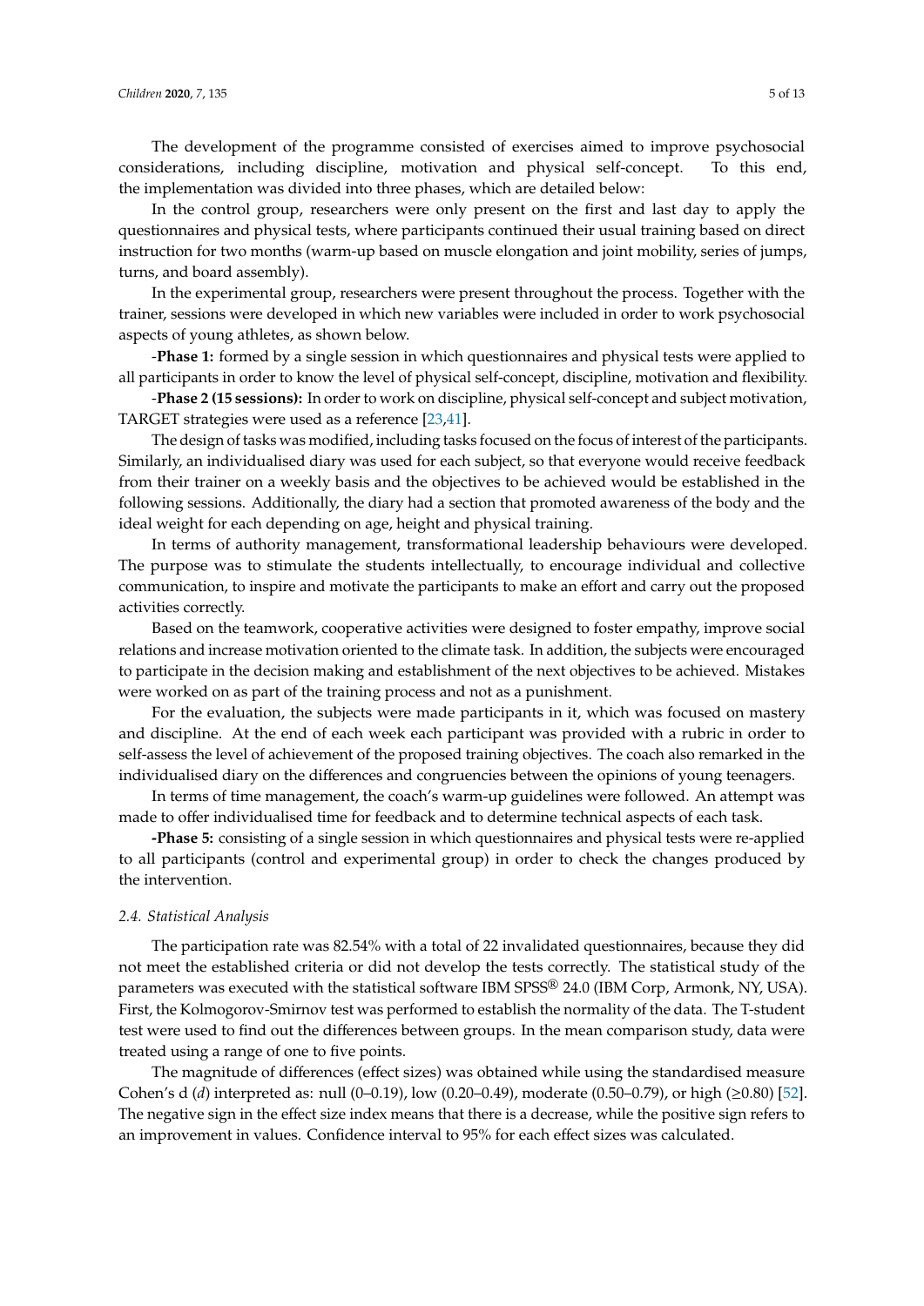The development of the programme consisted of exercises aimed to improve psychosocial considerations, including discipline, motivation and physical self-concept. To this end, the implementation was divided into three phases, which are detailed below:

In the control group, researchers were only present on the first and last day to apply the questionnaires and physical tests, where participants continued their usual training based on direct instruction for two months (warm-up based on muscle elongation and joint mobility, series of jumps, turns, and board assembly).

In the experimental group, researchers were present throughout the process. Together with the trainer, sessions were developed in which new variables were included in order to work psychosocial aspects of young athletes, as shown below.

-**Phase 1:** formed by a single session in which questionnaires and physical tests were applied to all participants in order to know the level of physical self-concept, discipline, motivation and flexibility.

-**Phase 2 (15 sessions):** In order to work on discipline, physical self-concept and subject motivation, TARGET strategies were used as a reference [23,41].

The design of tasks was modified, including tasks focused on the focus of interest of the participants. Similarly, an individualised diary was used for each subject, so that everyone would receive feedback from their trainer on a weekly basis and the objectives to be achieved would be established in the following sessions. Additionally, the diary had a section that promoted awareness of the body and the ideal weight for each depending on age, height and physical training.

In terms of authority management, transformational leadership behaviours were developed. The purpose was to stimulate the students intellectually, to encourage individual and collective communication, to inspire and motivate the participants to make an effort and carry out the proposed activities correctly.

Based on the teamwork, cooperative activities were designed to foster empathy, improve social relations and increase motivation oriented to the climate task. In addition, the subjects were encouraged to participate in the decision making and establishment of the next objectives to be achieved. Mistakes were worked on as part of the training process and not as a punishment.

For the evaluation, the subjects were made participants in it, which was focused on mastery and discipline. At the end of each week each participant was provided with a rubric in order to self-assess the level of achievement of the proposed training objectives. The coach also remarked in the individualised diary on the differences and congruencies between the opinions of young teenagers.

In terms of time management, the coach's warm-up guidelines were followed. An attempt was made to offer individualised time for feedback and to determine technical aspects of each task.

**-Phase 5:** consisting of a single session in which questionnaires and physical tests were re-applied to all participants (control and experimental group) in order to check the changes produced by the intervention.

### *2.4. Statistical Analysis*

The participation rate was 82.54% with a total of 22 invalidated questionnaires, because they did not meet the established criteria or did not develop the tests correctly. The statistical study of the parameters was executed with the statistical software IBM SPSS® 24.0 (IBM Corp, Armonk, NY, USA). First, the Kolmogorov-Smirnov test was performed to establish the normality of the data. The T-student test were used to find out the differences between groups. In the mean comparison study, data were treated using a range of one to five points.

The magnitude of differences (effect sizes) was obtained while using the standardised measure Cohen's d (*d*) interpreted as: null (0–0.19), low (0.20–0.49), moderate (0.50–0.79), or high (≥0.80) [52]. The negative sign in the effect size index means that there is a decrease, while the positive sign refers to an improvement in values. Confidence interval to 95% for each effect sizes was calculated.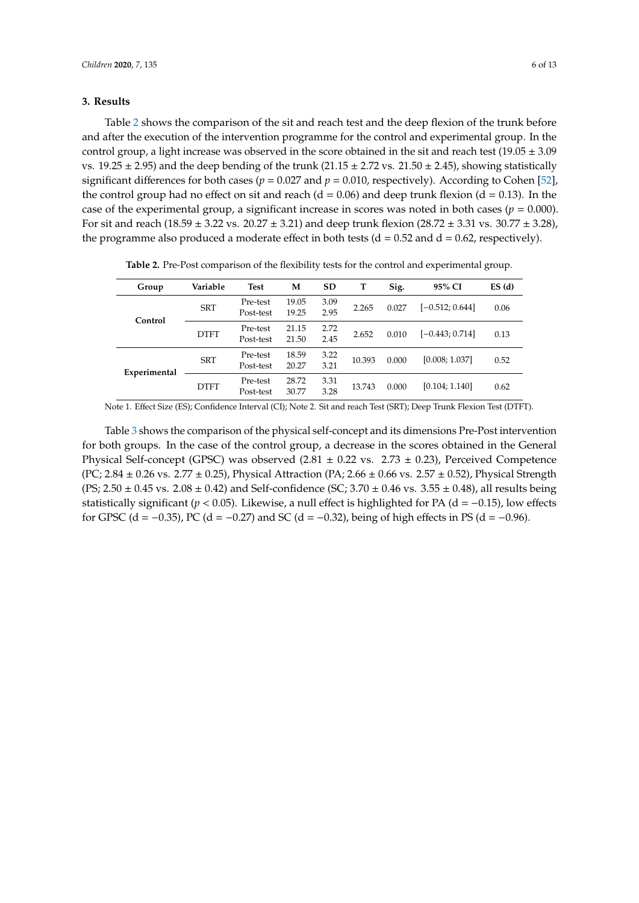## 3. Results

Table 2 shows the comparison of the sit and reach test and the deep flexion of the trunk before and after the execution of the intervention programme for the control and experimental group. In the control group, a light increase was observed in the score obtained in the sit and reach test (19.05 ± 3.09 vs. 19.25 ± 2.95) and the deep bending of the trunk (21.15 ± 2.72 vs. 21.50 ± 2.45), showing statistically significant differences for both cases ($p = 0.027$ and $p = 0.010$, respectively). According to Cohen [52], the control group had no effect on sit and reach (d = 0.06) and deep trunk flexion (d = 0.13). In the case of the experimental group, a significant increase in scores was noted in both cases ($p = 0.000$). For sit and reach (18.59 ± 3.22 vs. 20.27 ± 3.21) and deep trunk flexion (28.72 ± 3.31 vs. 30.77 ± 3.28), the programme also produced a moderate effect in both tests (d = 0.52 and d = 0.62, respectively).

**Table 2.** Pre-Post comparison of the flexibility tests for the control and experimental group.

| Group | Variable | Test | M | SD | T | Sig. | 95% CI | ES (d) |
|---|---|---|---|---|---|---|---|---|
| Control | SRT | Pre-test<br>Post-test | 19.05<br>19.25 | 3.09<br>2.95 | 2.265 | 0.027 | [−0.512; 0.644] | 0.06 |
| | DTFT | Pre-test<br>Post-test | 21.15<br>21.50 | 2.72<br>2.45 | 2.652 | 0.010 | [−0.443; 0.714] | 0.13 |
| Experimental | SRT | Pre-test<br>Post-test | 18.59<br>20.27 | 3.22<br>3.21 | 10.393 | 0.000 | [0.008; 1.037] | 0.52 |
| | DTFT | Pre-test<br>Post-test | 28.72<br>30.77 | 3.31<br>3.28 | 13.743 | 0.000 | [0.104; 1.140] | 0.62 |

Note 1. Effect Size (ES); Confidence Interval (CI); Note 2. Sit and reach Test (SRT); Deep Trunk Flexion Test (DTFT).

Table 3 shows the comparison of the physical self-concept and its dimensions Pre-Post intervention for both groups. In the case of the control group, a decrease in the scores obtained in the General Physical Self-concept (GPSC) was observed (2.81 ± 0.22 vs. 2.73 ± 0.23), Perceived Competence (PC; 2.84 ± 0.26 vs. 2.77 ± 0.25), Physical Attraction (PA; 2.66 ± 0.66 vs. 2.57 ± 0.52), Physical Strength (PS; 2.50 ± 0.45 vs. 2.08 ± 0.42) and Self-confidence (SC; 3.70 ± 0.46 vs. 3.55 ± 0.48), all results being statistically significant ($p < 0.05$). Likewise, a null effect is highlighted for PA (d = −0.15), low effects for GPSC (d = −0.35), PC (d = −0.27) and SC (d = −0.32), being of high effects in PS (d = −0.96).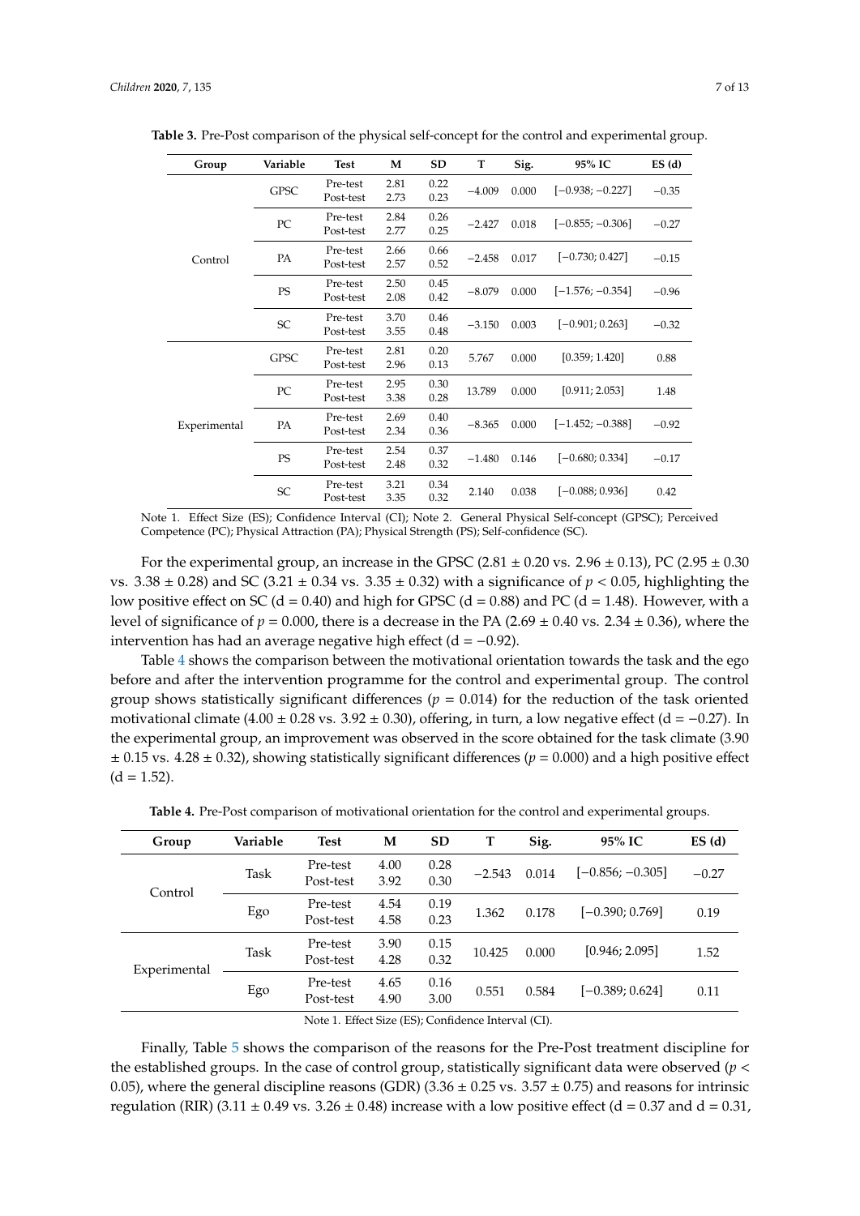**Table 3.** Pre-Post comparison of the physical self-concept for the control and experimental group.

| Group | Variable | Test | M | SD | T | Sig. | 95% IC | ES (d) |
|---|---|---|---|---|---|---|---|---|
| Control | GPSC | Pre-test<br>Post-test | 2.81<br>2.73 | 0.22<br>0.23 | −4.009 | 0.000 | [−0.938; −0.227] | −0.35 |
| | PC | Pre-test<br>Post-test | 2.84<br>2.77 | 0.26<br>0.25 | −2.427 | 0.018 | [−0.855; −0.306] | −0.27 |
| | PA | Pre-test<br>Post-test | 2.66<br>2.57 | 0.66<br>0.52 | −2.458 | 0.017 | [−0.730; 0.427] | −0.15 |
| | PS | Pre-test<br>Post-test | 2.50<br>2.08 | 0.45<br>0.42 | −8.079 | 0.000 | [−1.576; −0.354] | −0.96 |
| | SC | Pre-test<br>Post-test | 3.70<br>3.55 | 0.46<br>0.48 | −3.150 | 0.003 | [−0.901; 0.263] | −0.32 |
| Experimental | GPSC | Pre-test<br>Post-test | 2.81<br>2.96 | 0.20<br>0.13 | 5.767 | 0.000 | [0.359; 1.420] | 0.88 |
| | PC | Pre-test<br>Post-test | 2.95<br>3.38 | 0.30<br>0.28 | 13.789 | 0.000 | [0.911; 2.053] | 1.48 |
| | PA | Pre-test<br>Post-test | 2.69<br>2.34 | 0.40<br>0.36 | −8.365 | 0.000 | [−1.452; −0.388] | −0.92 |
| | PS | Pre-test<br>Post-test | 2.54<br>2.48 | 0.37<br>0.32 | −1.480 | 0.146 | [−0.680; 0.334] | −0.17 |
| | SC | Pre-test<br>Post-test | 3.21<br>3.35 | 0.34<br>0.32 | 2.140 | 0.038 | [−0.088; 0.936] | 0.42 |

Note 1. Effect Size (ES); Confidence Interval (CI); Note 2. General Physical Self-concept (GPSC); Perceived Competence (PC); Physical Attraction (PA); Physical Strength (PS); Self-confidence (SC).

For the experimental group, an increase in the GPSC (2.81 ± 0.20 vs. 2.96 ± 0.13), PC (2.95 ± 0.30 vs. 3.38 ± 0.28) and SC (3.21 ± 0.34 vs. 3.35 ± 0.32) with a significance of $p < 0.05$, highlighting the low positive effect on SC (d = 0.40) and high for GPSC (d = 0.88) and PC (d = 1.48). However, with a level of significance of $p = 0.000$, there is a decrease in the PA (2.69 ± 0.40 vs. 2.34 ± 0.36), where the intervention has had an average negative high effect (d = −0.92).

Table 4 shows the comparison between the motivational orientation towards the task and the ego before and after the intervention programme for the control and experimental group. The control group shows statistically significant differences ($p = 0.014$) for the reduction of the task oriented motivational climate (4.00 ± 0.28 vs. 3.92 ± 0.30), offering, in turn, a low negative effect (d = −0.27). In the experimental group, an improvement was observed in the score obtained for the task climate (3.90 ± 0.15 vs. 4.28 ± 0.32), showing statistically significant differences ($p = 0.000$) and a high positive effect (d = 1.52).

**Table 4.** Pre-Post comparison of motivational orientation for the control and experimental groups.

| Group | Variable | Test | M | SD | T | Sig. | 95% IC | ES (d) |
|---|---|---|---|---|---|---|---|---|
| Control | Task | Pre-test<br>Post-test | 4.00<br>3.92 | 0.28<br>0.30 | −2.543 | 0.014 | [−0.856; −0.305] | −0.27 |
| | Ego | Pre-test<br>Post-test | 4.54<br>4.58 | 0.19<br>0.23 | 1.362 | 0.178 | [−0.390; 0.769] | 0.19 |
| Experimental | Task | Pre-test<br>Post-test | 3.90<br>4.28 | 0.15<br>0.32 | 10.425 | 0.000 | [0.946; 2.095] | 1.52 |
| | Ego | Pre-test<br>Post-test | 4.65<br>4.90 | 0.16<br>3.00 | 0.551 | 0.584 | [−0.389; 0.624] | 0.11 |

Note 1. Effect Size (ES); Confidence Interval (CI).

Finally, Table 5 shows the comparison of the reasons for the Pre-Post treatment discipline for the established groups. In the case of control group, statistically significant data were observed ($p < 0.05$), where the general discipline reasons (GDR) (3.36 ± 0.25 vs. 3.57 ± 0.75) and reasons for intrinsic regulation (RIR) (3.11 ± 0.49 vs. 3.26 ± 0.48) increase with a low positive effect (d = 0.37 and d = 0.31,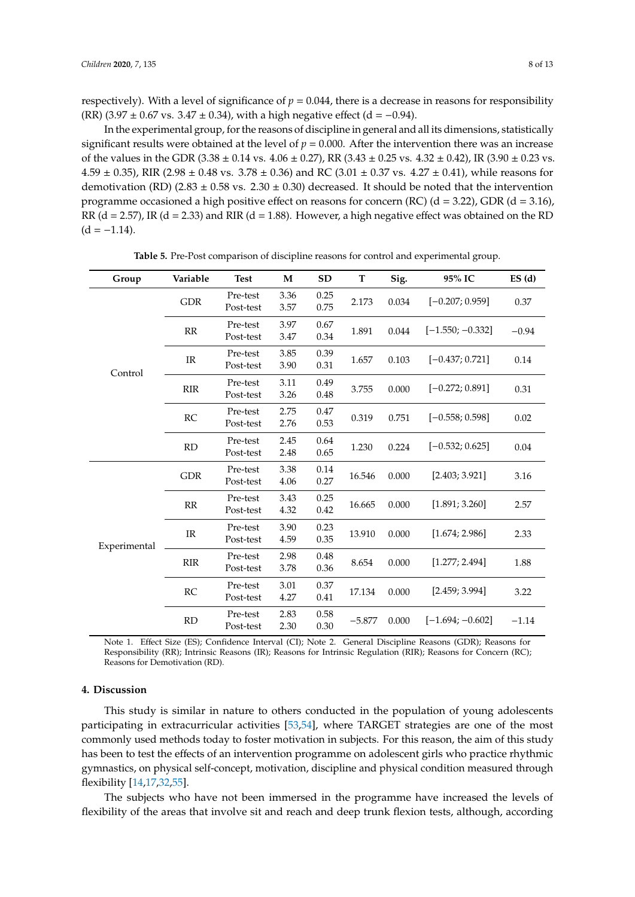respectively). With a level of significance of $p = 0.044$, there is a decrease in reasons for responsibility (RR) (3.97 ± 0.67 vs. 3.47 ± 0.34), with a high negative effect (d = −0.94).

In the experimental group, for the reasons of discipline in general and all its dimensions, statistically significant results were obtained at the level of $p = 0.000$. After the intervention there was an increase of the values in the GDR (3.38 ± 0.14 vs. 4.06 ± 0.27), RR (3.43 ± 0.25 vs. 4.32 ± 0.42), IR (3.90 ± 0.23 vs. 4.59 ± 0.35), RIR (2.98 ± 0.48 vs. 3.78 ± 0.36) and RC (3.01 ± 0.37 vs. 4.27 ± 0.41), while reasons for demotivation (RD) (2.83 ± 0.58 vs. 2.30 ± 0.30) decreased. It should be noted that the intervention programme occasioned a high positive effect on reasons for concern (RC) (d = 3.22), GDR (d = 3.16), RR (d = 2.57), IR (d = 2.33) and RIR (d = 1.88). However, a high negative effect was obtained on the RD (d = −1.14).

**Table 5.** Pre-Post comparison of discipline reasons for control and experimental group.

| Group | Variable | Test | M | SD | T | Sig. | 95% IC | ES (d) |
|---|---|---|---|---|---|---|---|---|
| Control | GDR | Pre-test<br>Post-test | 3.36<br>3.57 | 0.25<br>0.75 | 2.173 | 0.034 | [−0.207; 0.959] | 0.37 |
| | RR | Pre-test<br>Post-test | 3.97<br>3.47 | 0.67<br>0.34 | 1.891 | 0.044 | [−1.550; −0.332] | −0.94 |
| | IR | Pre-test<br>Post-test | 3.85<br>3.90 | 0.39<br>0.31 | 1.657 | 0.103 | [−0.437; 0.721] | 0.14 |
| | RIR | Pre-test<br>Post-test | 3.11<br>3.26 | 0.49<br>0.48 | 3.755 | 0.000 | [−0.272; 0.891] | 0.31 |
| | RC | Pre-test<br>Post-test | 2.75<br>2.76 | 0.47<br>0.53 | 0.319 | 0.751 | [−0.558; 0.598] | 0.02 |
| | RD | Pre-test<br>Post-test | 2.45<br>2.48 | 0.64<br>0.65 | 1.230 | 0.224 | [−0.532; 0.625] | 0.04 |
| Experimental | GDR | Pre-test<br>Post-test | 3.38<br>4.06 | 0.14<br>0.27 | 16.546 | 0.000 | [2.403; 3.921] | 3.16 |
| | RR | Pre-test<br>Post-test | 3.43<br>4.32 | 0.25<br>0.42 | 16.665 | 0.000 | [1.891; 3.260] | 2.57 |
| | IR | Pre-test<br>Post-test | 3.90<br>4.59 | 0.23<br>0.35 | 13.910 | 0.000 | [1.674; 2.986] | 2.33 |
| | RIR | Pre-test<br>Post-test | 2.98<br>3.78 | 0.48<br>0.36 | 8.654 | 0.000 | [1.277; 2.494] | 1.88 |
| | RC | Pre-test<br>Post-test | 3.01<br>4.27 | 0.37<br>0.41 | 17.134 | 0.000 | [2.459; 3.994] | 3.22 |
| | RD | Pre-test<br>Post-test | 2.83<br>2.30 | 0.58<br>0.30 | −5.877 | 0.000 | [−1.694; −0.602] | −1.14 |

Note 1. Effect Size (ES); Confidence Interval (CI); Note 2. General Discipline Reasons (GDR); Reasons for Responsibility (RR); Intrinsic Reasons (IR); Reasons for Intrinsic Regulation (RIR); Reasons for Concern (RC); Reasons for Demotivation (RD).

## 4. Discussion

This study is similar in nature to others conducted in the population of young adolescents participating in extracurricular activities [53,54], where TARGET strategies are one of the most commonly used methods today to foster motivation in subjects. For this reason, the aim of this study has been to test the effects of an intervention programme on adolescent girls who practice rhythmic gymnastics, on physical self-concept, motivation, discipline and physical condition measured through flexibility [14,17,32,55].

The subjects who have not been immersed in the programme have increased the levels of flexibility of the areas that involve sit and reach and deep trunk flexion tests, although, according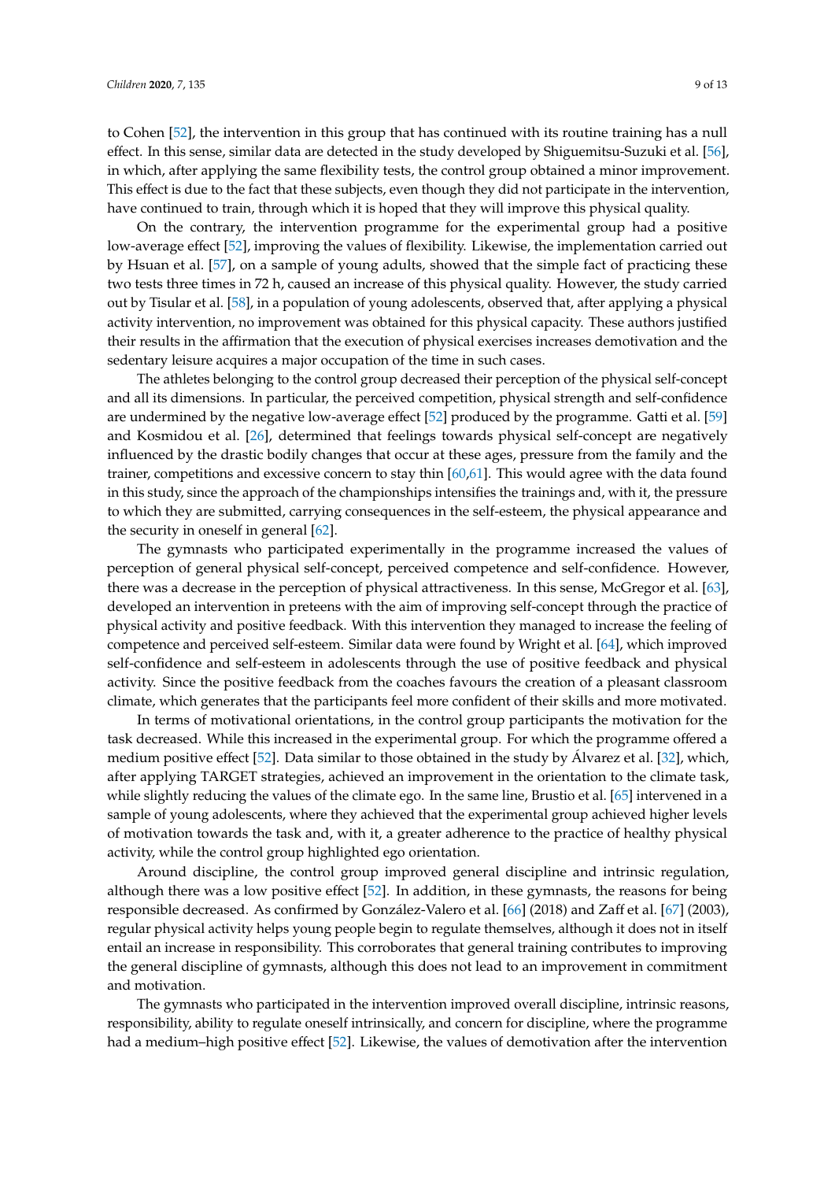to Cohen [52], the intervention in this group that has continued with its routine training has a null effect. In this sense, similar data are detected in the study developed by Shiguemitsu-Suzuki et al. [56], in which, after applying the same flexibility tests, the control group obtained a minor improvement. This effect is due to the fact that these subjects, even though they did not participate in the intervention, have continued to train, through which it is hoped that they will improve this physical quality.

On the contrary, the intervention programme for the experimental group had a positive low-average effect [52], improving the values of flexibility. Likewise, the implementation carried out by Hsuan et al. [57], on a sample of young adults, showed that the simple fact of practicing these two tests three times in 72 h, caused an increase of this physical quality. However, the study carried out by Tisular et al. [58], in a population of young adolescents, observed that, after applying a physical activity intervention, no improvement was obtained for this physical capacity. These authors justified their results in the affirmation that the execution of physical exercises increases demotivation and the sedentary leisure acquires a major occupation of the time in such cases.

The athletes belonging to the control group decreased their perception of the physical self-concept and all its dimensions. In particular, the perceived competition, physical strength and self-confidence are undermined by the negative low-average effect [52] produced by the programme. Gatti et al. [59] and Kosmidou et al. [26], determined that feelings towards physical self-concept are negatively influenced by the drastic bodily changes that occur at these ages, pressure from the family and the trainer, competitions and excessive concern to stay thin [60,61]. This would agree with the data found in this study, since the approach of the championships intensifies the trainings and, with it, the pressure to which they are submitted, carrying consequences in the self-esteem, the physical appearance and the security in oneself in general [62].

The gymnasts who participated experimentally in the programme increased the values of perception of general physical self-concept, perceived competence and self-confidence. However, there was a decrease in the perception of physical attractiveness. In this sense, McGregor et al. [63], developed an intervention in preteens with the aim of improving self-concept through the practice of physical activity and positive feedback. With this intervention they managed to increase the feeling of competence and perceived self-esteem. Similar data were found by Wright et al. [64], which improved self-confidence and self-esteem in adolescents through the use of positive feedback and physical activity. Since the positive feedback from the coaches favours the creation of a pleasant classroom climate, which generates that the participants feel more confident of their skills and more motivated.

In terms of motivational orientations, in the control group participants the motivation for the task decreased. While this increased in the experimental group. For which the programme offered a medium positive effect [52]. Data similar to those obtained in the study by Álvarez et al. [32], which, after applying TARGET strategies, achieved an improvement in the orientation to the climate task, while slightly reducing the values of the climate ego. In the same line, Brustio et al. [65] intervened in a sample of young adolescents, where they achieved that the experimental group achieved higher levels of motivation towards the task and, with it, a greater adherence to the practice of healthy physical activity, while the control group highlighted ego orientation.

Around discipline, the control group improved general discipline and intrinsic regulation, although there was a low positive effect [52]. In addition, in these gymnasts, the reasons for being responsible decreased. As confirmed by González-Valero et al. [66] (2018) and Zaff et al. [67] (2003), regular physical activity helps young people begin to regulate themselves, although it does not in itself entail an increase in responsibility. This corroborates that general training contributes to improving the general discipline of gymnasts, although this does not lead to an improvement in commitment and motivation.

The gymnasts who participated in the intervention improved overall discipline, intrinsic reasons, responsibility, ability to regulate oneself intrinsically, and concern for discipline, where the programme had a medium–high positive effect [52]. Likewise, the values of demotivation after the intervention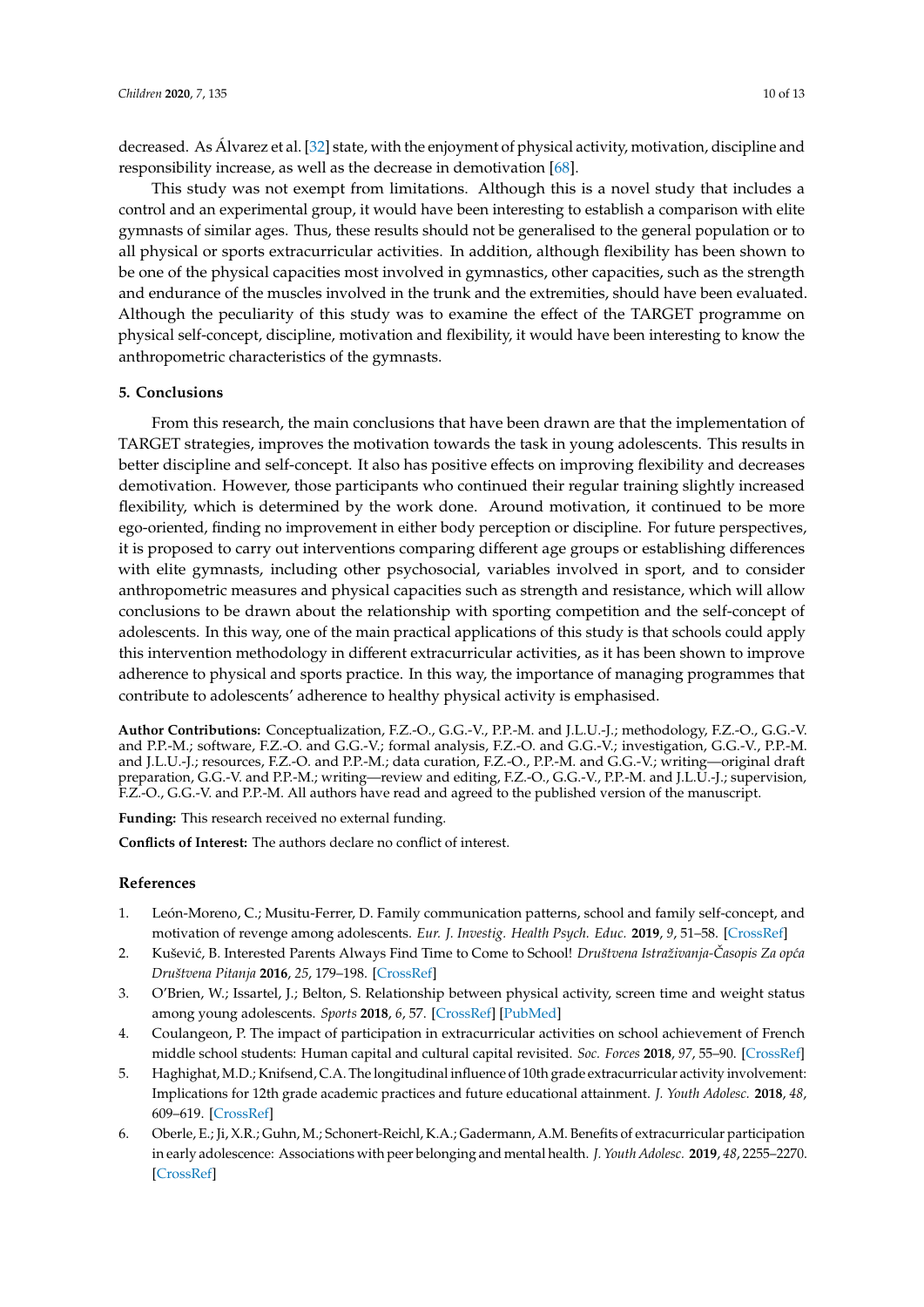decreased. As Álvarez et al. [32] state, with the enjoyment of physical activity, motivation, discipline and responsibility increase, as well as the decrease in demotivation [68].

This study was not exempt from limitations. Although this is a novel study that includes a control and an experimental group, it would have been interesting to establish a comparison with elite gymnasts of similar ages. Thus, these results should not be generalised to the general population or to all physical or sports extracurricular activities. In addition, although flexibility has been shown to be one of the physical capacities most involved in gymnastics, other capacities, such as the strength and endurance of the muscles involved in the trunk and the extremities, should have been evaluated. Although the peculiarity of this study was to examine the effect of the TARGET programme on physical self-concept, discipline, motivation and flexibility, it would have been interesting to know the anthropometric characteristics of the gymnasts.

## 5. Conclusions

From this research, the main conclusions that have been drawn are that the implementation of TARGET strategies, improves the motivation towards the task in young adolescents. This results in better discipline and self-concept. It also has positive effects on improving flexibility and decreases demotivation. However, those participants who continued their regular training slightly increased flexibility, which is determined by the work done. Around motivation, it continued to be more ego-oriented, finding no improvement in either body perception or discipline. For future perspectives, it is proposed to carry out interventions comparing different age groups or establishing differences with elite gymnasts, including other psychosocial, variables involved in sport, and to consider anthropometric measures and physical capacities such as strength and resistance, which will allow conclusions to be drawn about the relationship with sporting competition and the self-concept of adolescents. In this way, one of the main practical applications of this study is that schools could apply this intervention methodology in different extracurricular activities, as it has been shown to improve adherence to physical and sports practice. In this way, the importance of managing programmes that contribute to adolescents' adherence to healthy physical activity is emphasised.

**Author Contributions:** Conceptualization, F.Z.-O., G.G.-V., P.P.-M. and J.L.U.-J.; methodology, F.Z.-O., G.G.-V. and P.P.-M.; software, F.Z.-O. and G.G.-V.; formal analysis, F.Z.-O. and G.G.-V.; investigation, G.G.-V., P.P.-M. and J.L.U.-J.; resources, F.Z.-O. and P.P.-M.; data curation, F.Z.-O., P.P.-M. and G.G.-V.; writing—original draft preparation, G.G.-V. and P.P.-M.; writing—review and editing, F.Z.-O., G.G.-V., P.P.-M. and J.L.U.-J.; supervision, F.Z.-O., G.G.-V. and P.P.-M. All authors have read and agreed to the published version of the manuscript.

**Funding:** This research received no external funding.

**Conflicts of Interest:** The authors declare no conflict of interest.

## References

1. León-Moreno, C.; Musitu-Ferrer, D. Family communication patterns, school and family self-concept, and motivation of revenge among adolescents. *Eur. J. Investig. Health Psych. Educ.* **2019**, *9*, 51–58. [CrossRef]
2. Kušević, B. Interested Parents Always Find Time to Come to School! *Društvena Istraživanja-Časopis Za opća Društvena Pitanja* **2016**, *25*, 179–198. [CrossRef]
3. O'Brien, W.; Issartel, J.; Belton, S. Relationship between physical activity, screen time and weight status among young adolescents. *Sports* **2018**, *6*, 57. [CrossRef] [PubMed]
4. Coulangeon, P. The impact of participation in extracurricular activities on school achievement of French middle school students: Human capital and cultural capital revisited. *Soc. Forces* **2018**, *97*, 55–90. [CrossRef]
5. Haghighat, M.D.; Knifsend, C.A. The longitudinal influence of 10th grade extracurricular activity involvement: Implications for 12th grade academic practices and future educational attainment. *J. Youth Adolesc.* **2018**, *48*, 609–619. [CrossRef]
6. Oberle, E.; Ji, X.R.; Guhn, M.; Schonert-Reichl, K.A.; Gadermann, A.M. Benefits of extracurricular participation in early adolescence: Associations with peer belonging and mental health. *J. Youth Adolesc.* **2019**, *48*, 2255–2270. [CrossRef]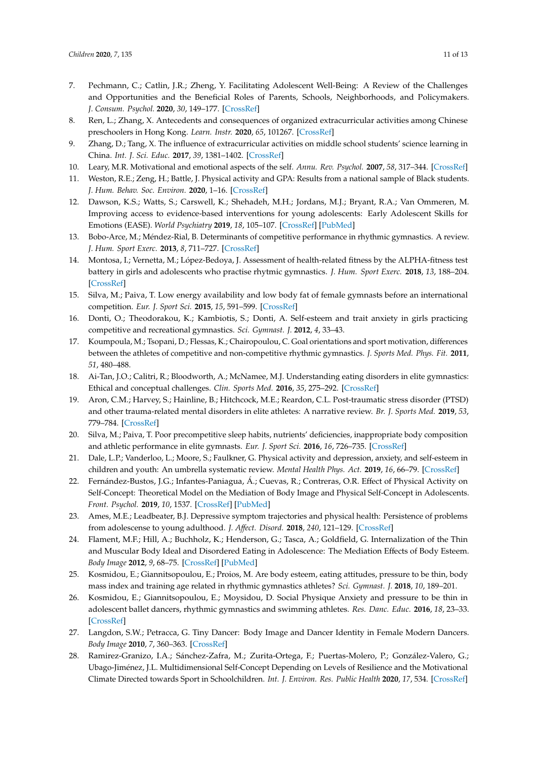7. Pechmann, C.; Catlin, J.R.; Zheng, Y. Facilitating Adolescent Well-Being: A Review of the Challenges and Opportunities and the Beneficial Roles of Parents, Schools, Neighborhoods, and Policymakers. *J. Consum. Psychol.* **2020**, *30*, 149–177. [CrossRef]
8. Ren, L.; Zhang, X. Antecedents and consequences of organized extracurricular activities among Chinese preschoolers in Hong Kong. *Learn. Instr.* **2020**, *65*, 101267. [CrossRef]
9. Zhang, D.; Tang, X. The influence of extracurricular activities on middle school students' science learning in China. *Int. J. Sci. Educ.* **2017**, *39*, 1381–1402. [CrossRef]
10. Leary, M.R. Motivational and emotional aspects of the self. *Annu. Rev. Psychol.* **2007**, *58*, 317–344. [CrossRef]
11. Weston, R.E.; Zeng, H.; Battle, J. Physical activity and GPA: Results from a national sample of Black students. *J. Hum. Behav. Soc. Environ.* **2020**, 1–16. [CrossRef]
12. Dawson, K.S.; Watts, S.; Carswell, K.; Shehadeh, M.H.; Jordans, M.J.; Bryant, R.A.; Van Ommeren, M. Improving access to evidence-based interventions for young adolescents: Early Adolescent Skills for Emotions (EASE). *World Psychiatry* **2019**, *18*, 105–107. [CrossRef] [PubMed]
13. Bobo-Arce, M.; Méndez-Rial, B. Determinants of competitive performance in rhythmic gymnastics. A review. *J. Hum. Sport Exerc.* **2013**, *8*, 711–727. [CrossRef]
14. Montosa, I.; Vernetta, M.; López-Bedoya, J. Assessment of health-related fitness by the ALPHA-fitness test battery in girls and adolescents who practise rhytmic gymnastics. *J. Hum. Sport Exerc.* **2018**, *13*, 188–204. [CrossRef]
15. Silva, M.; Paiva, T. Low energy availability and low body fat of female gymnasts before an international competition. *Eur. J. Sport Sci.* **2015**, *15*, 591–599. [CrossRef]
16. Donti, O.; Theodorakou, K.; Kambiotis, S.; Donti, A. Self-esteem and trait anxiety in girls practicing competitive and recreational gymnastics. *Sci. Gymnast. J.* **2012**, *4*, 33–43.
17. Koumpoula, M.; Tsopani, D.; Flessas, K.; Chairopoulou, C. Goal orientations and sport motivation, differences between the athletes of competitive and non-competitive rhythmic gymnastics. *J. Sports Med. Phys. Fit.* **2011**, *51*, 480–488.
18. Ai-Tan, J.O.; Calitri, R.; Bloodworth, A.; McNamee, M.J. Understanding eating disorders in elite gymnastics: Ethical and conceptual challenges. *Clin. Sports Med.* **2016**, *35*, 275–292. [CrossRef]
19. Aron, C.M.; Harvey, S.; Hainline, B.; Hitchcock, M.E.; Reardon, C.L. Post-traumatic stress disorder (PTSD) and other trauma-related mental disorders in elite athletes: A narrative review. *Br. J. Sports Med.* **2019**, *53*, 779–784. [CrossRef]
20. Silva, M.; Paiva, T. Poor precompetitive sleep habits, nutrients' deficiencies, inappropriate body composition and athletic performance in elite gymnasts. *Eur. J. Sport Sci.* **2016**, *16*, 726–735. [CrossRef]
21. Dale, L.P.; Vanderloo, L.; Moore, S.; Faulkner, G. Physical activity and depression, anxiety, and self-esteem in children and youth: An umbrella systematic review. *Mental Health Phys. Act.* **2019**, *16*, 66–79. [CrossRef]
22. Fernández-Bustos, J.G.; Infantes-Paniagua, Á.; Cuevas, R.; Contreras, O.R. Effect of Physical Activity on Self-Concept: Theoretical Model on the Mediation of Body Image and Physical Self-Concept in Adolescents. *Front. Psychol.* **2019**, *10*, 1537. [CrossRef] [PubMed]
23. Ames, M.E.; Leadbeater, B.J. Depressive symptom trajectories and physical health: Persistence of problems from adolescense to young adulthood. *J. Affect. Disord.* **2018**, *240*, 121–129. [CrossRef]
24. Flament, M.F.; Hill, A.; Buchholz, K.; Henderson, G.; Tasca, A.; Goldfield, G. Internalization of the Thin and Muscular Body Ideal and Disordered Eating in Adolescence: The Mediation Effects of Body Esteem. *Body Image* **2012**, *9*, 68–75. [CrossRef] [PubMed]
25. Kosmidou, E.; Giannitsopoulou, E.; Proios, M. Are body esteem, eating attitudes, pressure to be thin, body mass index and training age related in rhythmic gymnastics athletes? *Sci. Gymnast. J.* **2018**, *10*, 189–201.
26. Kosmidou, E.; Giannitsopoulou, E.; Moysidou, D. Social Physique Anxiety and pressure to be thin in adolescent ballet dancers, rhythmic gymnastics and swimming athletes. *Res. Danc. Educ.* **2016**, *18*, 23–33. [CrossRef]
27. Langdon, S.W.; Petracca, G. Tiny Dancer: Body Image and Dancer Identity in Female Modern Dancers. *Body Image* **2010**, *7*, 360–363. [CrossRef]
28. Ramirez-Granizo, I.A.; Sánchez-Zafra, M.; Zurita-Ortega, F.; Puertas-Molero, P.; González-Valero, G.; Ubago-Jiménez, J.L. Multidimensional Self-Concept Depending on Levels of Resilience and the Motivational Climate Directed towards Sport in Schoolchildren. *Int. J. Environ. Res. Public Health* **2020**, *17*, 534. [CrossRef]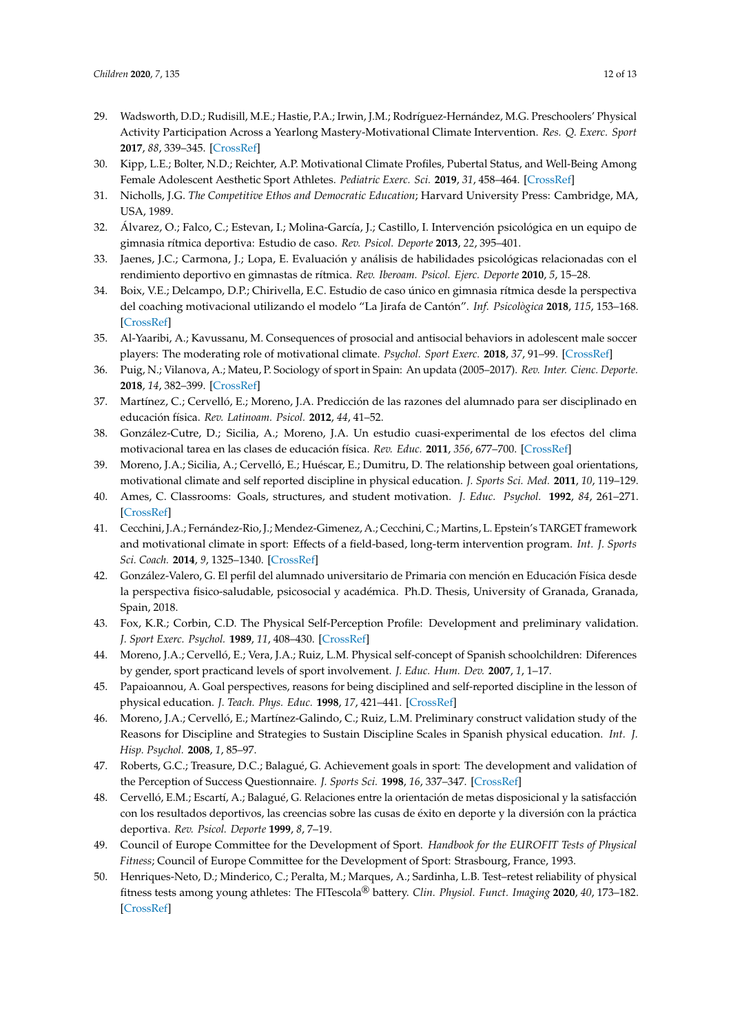29. Wadsworth, D.D.; Rudisill, M.E.; Hastie, P.A.; Irwin, J.M.; Rodríguez-Hernández, M.G. Preschoolers' Physical Activity Participation Across a Yearlong Mastery-Motivational Climate Intervention. *Res. Q. Exerc. Sport* **2017**, *88*, 339–345. [CrossRef]
30. Kipp, L.E.; Bolter, N.D.; Reichter, A.P. Motivational Climate Profiles, Pubertal Status, and Well-Being Among Female Adolescent Aesthetic Sport Athletes. *Pediatric Exerc. Sci.* **2019**, *31*, 458–464. [CrossRef]
31. Nicholls, J.G. *The Competitive Ethos and Democratic Education*; Harvard University Press: Cambridge, MA, USA, 1989.
32. Álvarez, O.; Falco, C.; Estevan, I.; Molina-García, J.; Castillo, I. Intervención psicológica en un equipo de gimnasia rítmica deportiva: Estudio de caso. *Rev. Psicol. Deporte* **2013**, *22*, 395–401.
33. Jaenes, J.C.; Carmona, J.; Lopa, E. Evaluación y análisis de habilidades psicológicas relacionadas con el rendimiento deportivo en gimnastas de rítmica. *Rev. Iberoam. Psicol. Ejerc. Deporte* **2010**, *5*, 15–28.
34. Boix, V.E.; Delcampo, D.P.; Chirivella, E.C. Estudio de caso único en gimnasia rítmica desde la perspectiva del coaching motivacional utilizando el modelo "La Jirafa de Cantón". *Inf. Psicològica* **2018**, *115*, 153–168. [CrossRef]
35. Al-Yaaribi, A.; Kavussanu, M. Consequences of prosocial and antisocial behaviors in adolescent male soccer players: The moderating role of motivational climate. *Psychol. Sport Exerc.* **2018**, *37*, 91–99. [CrossRef]
36. Puig, N.; Vilanova, A.; Mateu, P. Sociology of sport in Spain: An updata (2005–2017). *Rev. Inter. Cienc. Deporte.* **2018**, *14*, 382–399. [CrossRef]
37. Martínez, C.; Cervelló, E.; Moreno, J.A. Predicción de las razones del alumnado para ser disciplinado en educación física. *Rev. Latinoam. Psicol.* **2012**, *44*, 41–52.
38. González-Cutre, D.; Sicilia, A.; Moreno, J.A. Un estudio cuasi-experimental de los efectos del clima motivacional tarea en las clases de educación física. *Rev. Educ.* **2011**, *356*, 677–700. [CrossRef]
39. Moreno, J.A.; Sicilia, A.; Cervelló, E.; Huéscar, E.; Dumitru, D. The relationship between goal orientations, motivational climate and self reported discipline in physical education. *J. Sports Sci. Med.* **2011**, *10*, 119–129.
40. Ames, C. Classrooms: Goals, structures, and student motivation. *J. Educ. Psychol.* **1992**, *84*, 261–271. [CrossRef]
41. Cecchini, J.A.; Fernández-Rio, J.; Mendez-Gimenez, A.; Cecchini, C.; Martins, L. Epstein's TARGET framework and motivational climate in sport: Effects of a field-based, long-term intervention program. *Int. J. Sports Sci. Coach.* **2014**, *9*, 1325–1340. [CrossRef]
42. González-Valero, G. El perfil del alumnado universitario de Primaria con mención en Educación Física desde la perspectiva fisico-saludable, psicosocial y académica. Ph.D. Thesis, University of Granada, Granada, Spain, 2018.
43. Fox, K.R.; Corbin, C.D. The Physical Self-Perception Profile: Development and preliminary validation. *J. Sport Exerc. Psychol.* **1989**, *11*, 408–430. [CrossRef]
44. Moreno, J.A.; Cervelló, E.; Vera, J.A.; Ruiz, L.M. Physical self-concept of Spanish schoolchildren: Diferences by gender, sport practicand levels of sport involvement. *J. Educ. Hum. Dev.* **2007**, *1*, 1–17.
45. Papaioannou, A. Goal perspectives, reasons for being disciplined and self-reported discipline in the lesson of physical education. *J. Teach. Phys. Educ.* **1998**, *17*, 421–441. [CrossRef]
46. Moreno, J.A.; Cervelló, E.; Martínez-Galindo, C.; Ruiz, L.M. Preliminary construct validation study of the Reasons for Discipline and Strategies to Sustain Discipline Scales in Spanish physical education. *Int. J. Hisp. Psychol.* **2008**, *1*, 85–97.
47. Roberts, G.C.; Treasure, D.C.; Balagué, G. Achievement goals in sport: The development and validation of the Perception of Success Questionnaire. *J. Sports Sci.* **1998**, *16*, 337–347. [CrossRef]
48. Cervelló, E.M.; Escartí, A.; Balagué, G. Relaciones entre la orientación de metas disposicional y la satisfacción con los resultados deportivos, las creencias sobre las cusas de éxito en deporte y la diversión con la práctica deportiva. *Rev. Psicol. Deporte* **1999**, *8*, 7–19.
49. Council of Europe Committee for the Development of Sport. *Handbook for the EUROFIT Tests of Physical Fitness*; Council of Europe Committee for the Development of Sport: Strasbourg, France, 1993.
50. Henriques-Neto, D.; Minderico, C.; Peralta, M.; Marques, A.; Sardinha, L.B. Test–retest reliability of physical fitness tests among young athletes: The FITescola® battery. *Clin. Physiol. Funct. Imaging* **2020**, *40*, 173–182. [CrossRef]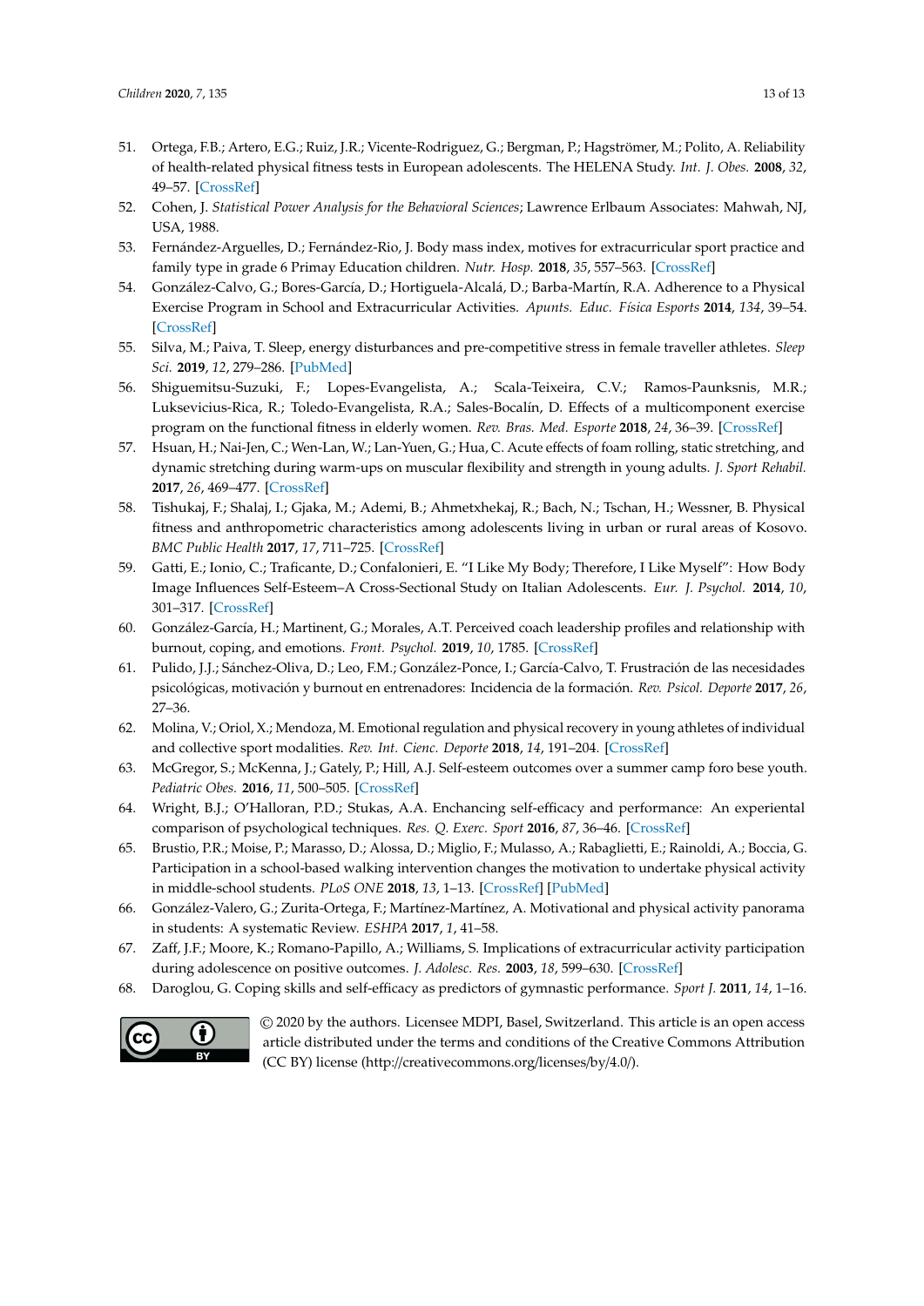51. Ortega, F.B.; Artero, E.G.; Ruiz, J.R.; Vicente-Rodriguez, G.; Bergman, P.; Hagströmer, M.; Polito, A. Reliability of health-related physical fitness tests in European adolescents. The HELENA Study. *Int. J. Obes.* **2008**, *32*, 49–57. [CrossRef]
52. Cohen, J. *Statistical Power Analysis for the Behavioral Sciences*; Lawrence Erlbaum Associates: Mahwah, NJ, USA, 1988.
53. Fernández-Arguelles, D.; Fernández-Rio, J. Body mass index, motives for extracurricular sport practice and family type in grade 6 Primay Education children. *Nutr. Hosp.* **2018**, *35*, 557–563. [CrossRef]
54. González-Calvo, G.; Bores-García, D.; Hortiguela-Alcalá, D.; Barba-Martín, R.A. Adherence to a Physical Exercise Program in School and Extracurricular Activities. *Apunts. Educ. Física Esports* **2014**, *134*, 39–54. [CrossRef]
55. Silva, M.; Paiva, T. Sleep, energy disturbances and pre-competitive stress in female traveller athletes. *Sleep Sci.* **2019**, *12*, 279–286. [PubMed]
56. Shiguemitsu-Suzuki, F.; Lopes-Evangelista, A.; Scala-Teixeira, C.V.; Ramos-Paunksnis, M.R.; Luksevicius-Rica, R.; Toledo-Evangelista, R.A.; Sales-Bocalín, D. Effects of a multicomponent exercise program on the functional fitness in elderly women. *Rev. Bras. Med. Esporte* **2018**, *24*, 36–39. [CrossRef]
57. Hsuan, H.; Nai-Jen, C.; Wen-Lan, W.; Lan-Yuen, G.; Hua, C. Acute effects of foam rolling, static stretching, and dynamic stretching during warm-ups on muscular flexibility and strength in young adults. *J. Sport Rehabil.* **2017**, *26*, 469–477. [CrossRef]
58. Tishukaj, F.; Shalaj, I.; Gjaka, M.; Ademi, B.; Ahmetxhekaj, R.; Bach, N.; Tschan, H.; Wessner, B. Physical fitness and anthropometric characteristics among adolescents living in urban or rural areas of Kosovo. *BMC Public Health* **2017**, *17*, 711–725. [CrossRef]
59. Gatti, E.; Ionio, C.; Traficante, D.; Confalonieri, E. "I Like My Body; Therefore, I Like Myself": How Body Image Influences Self-Esteem–A Cross-Sectional Study on Italian Adolescents. *Eur. J. Psychol.* **2014**, *10*, 301–317. [CrossRef]
60. González-García, H.; Martinent, G.; Morales, A.T. Perceived coach leadership profiles and relationship with burnout, coping, and emotions. *Front. Psychol.* **2019**, *10*, 1785. [CrossRef]
61. Pulido, J.J.; Sánchez-Oliva, D.; Leo, F.M.; González-Ponce, I.; García-Calvo, T. Frustración de las necesidades psicológicas, motivación y burnout en entrenadores: Incidencia de la formación. *Rev. Psicol. Deporte* **2017**, *26*, 27–36.
62. Molina, V.; Oriol, X.; Mendoza, M. Emotional regulation and physical recovery in young athletes of individual and collective sport modalities. *Rev. Int. Cienc. Deporte* **2018**, *14*, 191–204. [CrossRef]
63. McGregor, S.; McKenna, J.; Gately, P.; Hill, A.J. Self-esteem outcomes over a summer camp foro bese youth. *Pediatric Obes.* **2016**, *11*, 500–505. [CrossRef]
64. Wright, B.J.; O'Halloran, P.D.; Stukas, A.A. Enchancing self-efficacy and performance: An experiental comparison of psychological techniques. *Res. Q. Exerc. Sport* **2016**, *87*, 36–46. [CrossRef]
65. Brustio, P.R.; Moise, P.; Marasso, D.; Alossa, D.; Miglio, F.; Mulasso, A.; Rabaglietti, E.; Rainoldi, A.; Boccia, G. Participation in a school-based walking intervention changes the motivation to undertake physical activity in middle-school students. *PLoS ONE* **2018**, *13*, 1–13. [CrossRef] [PubMed]
66. González-Valero, G.; Zurita-Ortega, F.; Martínez-Martínez, A. Motivational and physical activity panorama in students: A systematic Review. *ESHPA* **2017**, *1*, 41–58.
67. Zaff, J.F.; Moore, K.; Romano-Papillo, A.; Williams, S. Implications of extracurricular activity participation during adolescence on positive outcomes. *J. Adolesc. Res.* **2003**, *18*, 599–630. [CrossRef]
68. Daroglou, G. Coping skills and self-efficacy as predictors of gymnastic performance. *Sport J.* **2011**, *14*, 1–16.

© 2020 by the authors. Licensee MDPI, Basel, Switzerland. This article is an open access article distributed under the terms and conditions of the Creative Commons Attribution (CC BY) license (http://creativecommons.org/licenses/by/4.0/).